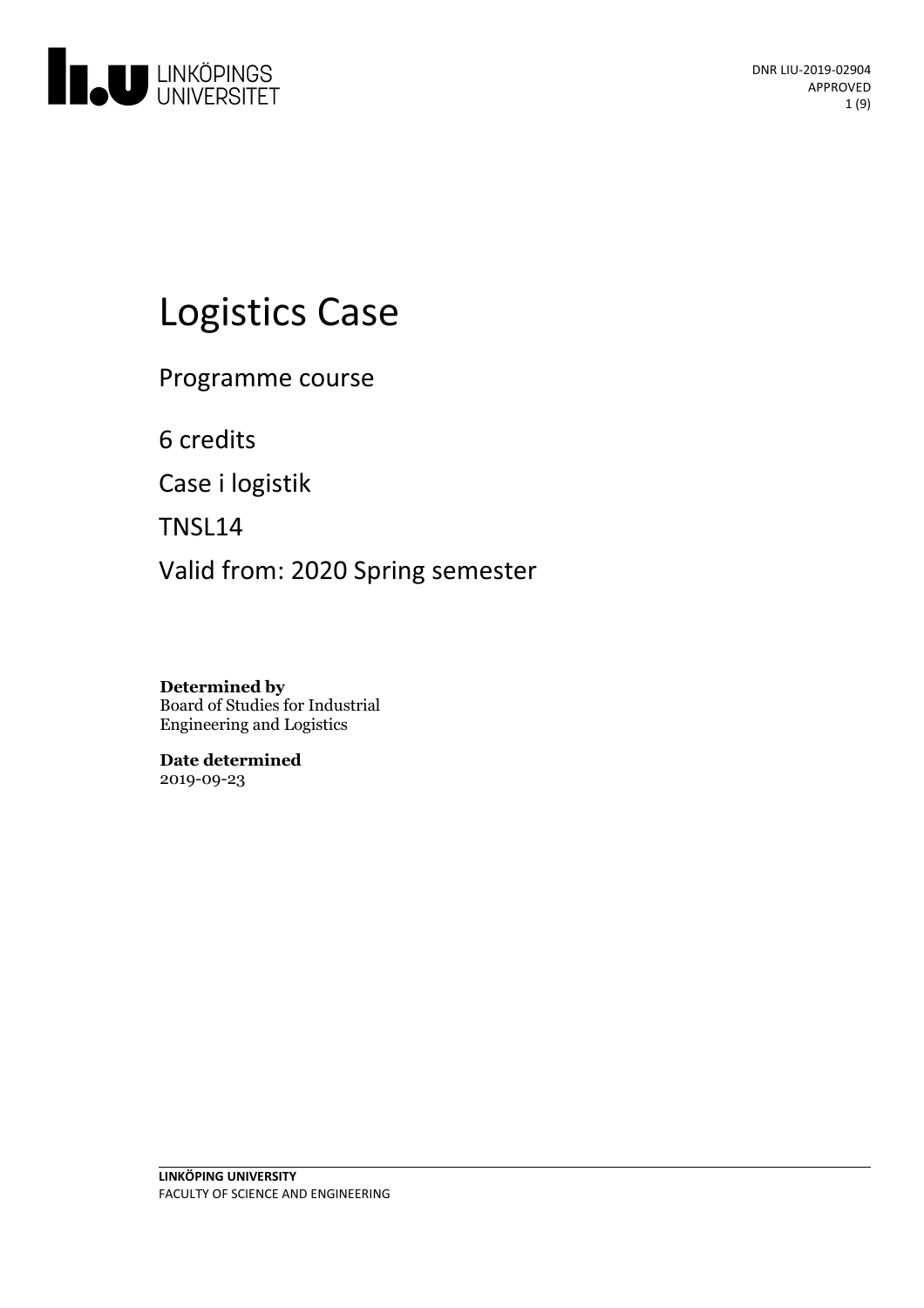DNR LIU-2019-02904
APPROVED

# Logistics Case

Programme course

6 credits

Case i logistik

TNSL14

Valid from: 2020 Spring semester

**Determined by**
Board of Studies for Industrial Engineering and Logistics

**Date determined**
2019-09-23

**LINKÖPING UNIVERSITY**
FACULTY OF SCIENCE AND ENGINEERING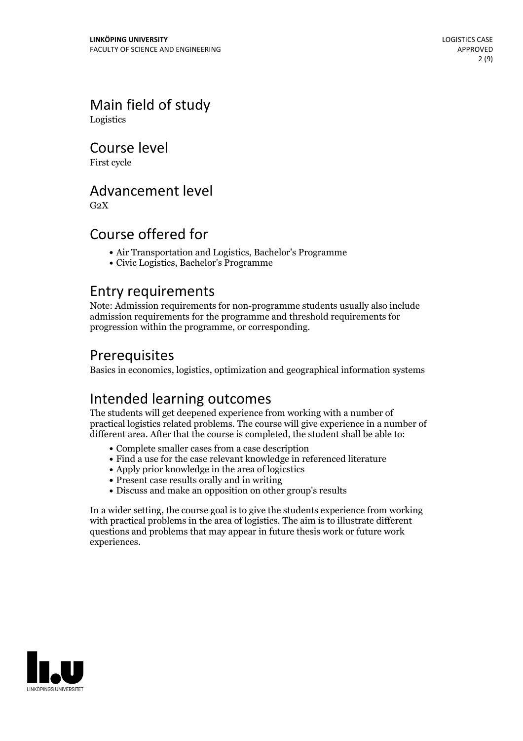## Main field of study

Logistics

## Course level

First cycle

## Advancement level

G2X

## Course offered for

- Air Transportation and Logistics, Bachelor's Programme
- Civic Logistics, Bachelor's Programme

## Entry requirements

Note: Admission requirements for non-programme students usually also include admission requirements for the programme and threshold requirements for progression within the programme, or corresponding.

## Prerequisites

Basics in economics, logistics, optimization and geographical information systems

## Intended learning outcomes

The students will get deepened experience from working with a number of practical logistics related problems. The course will give experience in a number of different area. After that the course is completed, the student shall be able to:

- Complete smaller cases from a case description
- Find a use for the case relevant knowledge in referenced literature
- Apply prior knowledge in the area of logicstics
- Present case results orally and in writing
- Discuss and make an opposition on other group's results

In a wider setting, the course goal is to give the students experience from working with practical problems in the area of logistics. The aim is to illustrate different questions and problems that may appear in future thesis work or future work experiences.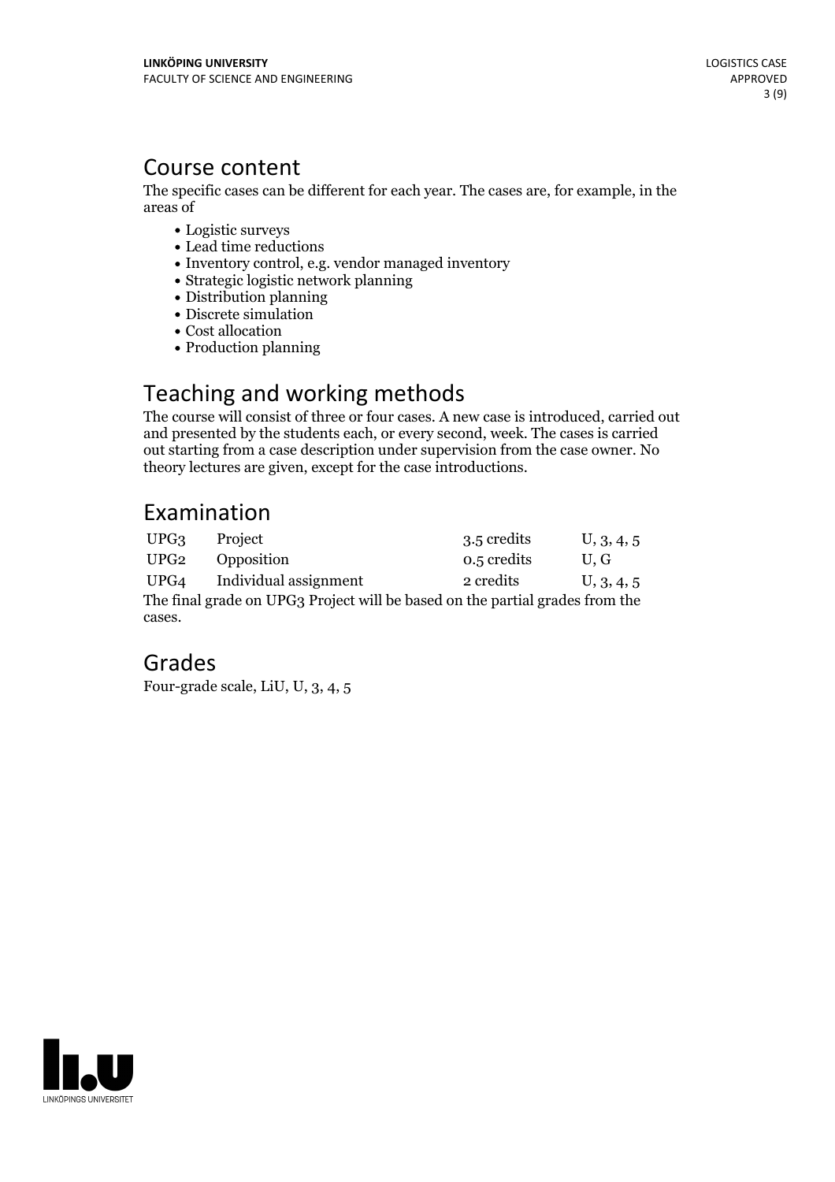## Course content

The specific cases can be different for each year. The cases are, for example, in the areas of

- Logistic surveys
- Lead time reductions
- Inventory control, e.g. vendor managed inventory
- Strategic logistic network planning
- Distribution planning
- Discrete simulation
- Cost allocation
- Production planning

## Teaching and working methods

The course will consist of three or four cases. A new case is introduced, carried out and presented by the students each, or every second, week. The cases is carried out starting from a case description under supervision from the case owner. No theory lectures are given, except for the case introductions.

## Examination

| | | | |
|---|---|---|---|
| UPG3 | Project | 3.5 credits | U, 3, 4, 5 |
| UPG2 | Opposition | 0.5 credits | U, G |
| UPG4 | Individual assignment | 2 credits | U, 3, 4, 5 |

The final grade on UPG3 Project will be based on the partial grades from the cases.

## Grades

Four-grade scale, LiU, U, 3, 4, 5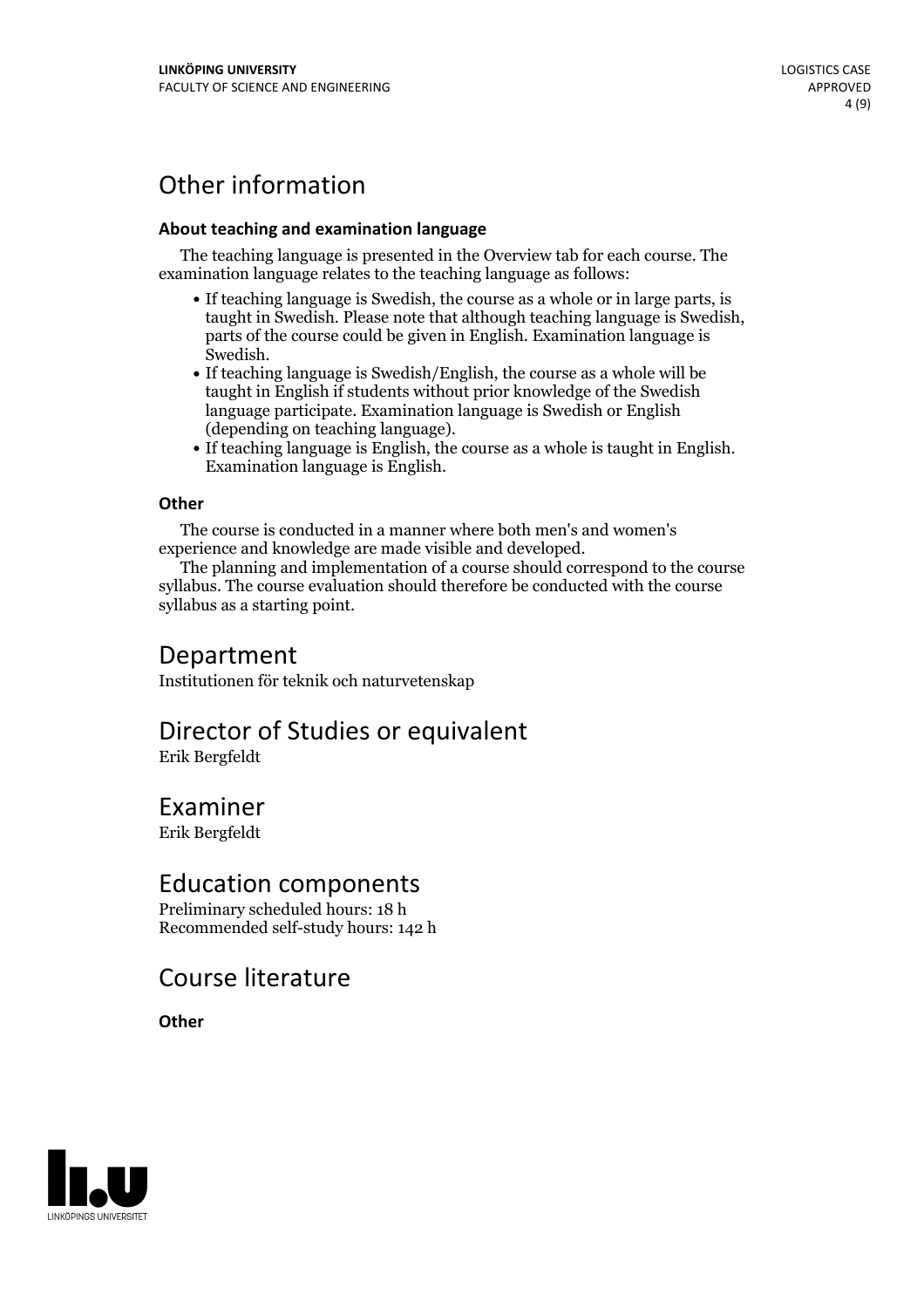# Other information

**About teaching and examination language**

The teaching language is presented in the Overview tab for each course. The examination language relates to the teaching language as follows:

- If teaching language is Swedish, the course as a whole or in large parts, is taught in Swedish. Please note that although teaching language is Swedish, parts of the course could be given in English. Examination language is Swedish.
- If teaching language is Swedish/English, the course as a whole will be taught in English if students without prior knowledge of the Swedish language participate. Examination language is Swedish or English (depending on teaching language).
- If teaching language is English, the course as a whole is taught in English. Examination language is English.

**Other**

The course is conducted in a manner where both men's and women's experience and knowledge are made visible and developed.

The planning and implementation of a course should correspond to the course syllabus. The course evaluation should therefore be conducted with the course syllabus as a starting point.

# Department

Institutionen för teknik och naturvetenskap

# Director of Studies or equivalent

Erik Bergfeldt

# Examiner

Erik Bergfeldt

# Education components

Preliminary scheduled hours: 18 h
Recommended self-study hours: 142 h

# Course literature

**Other**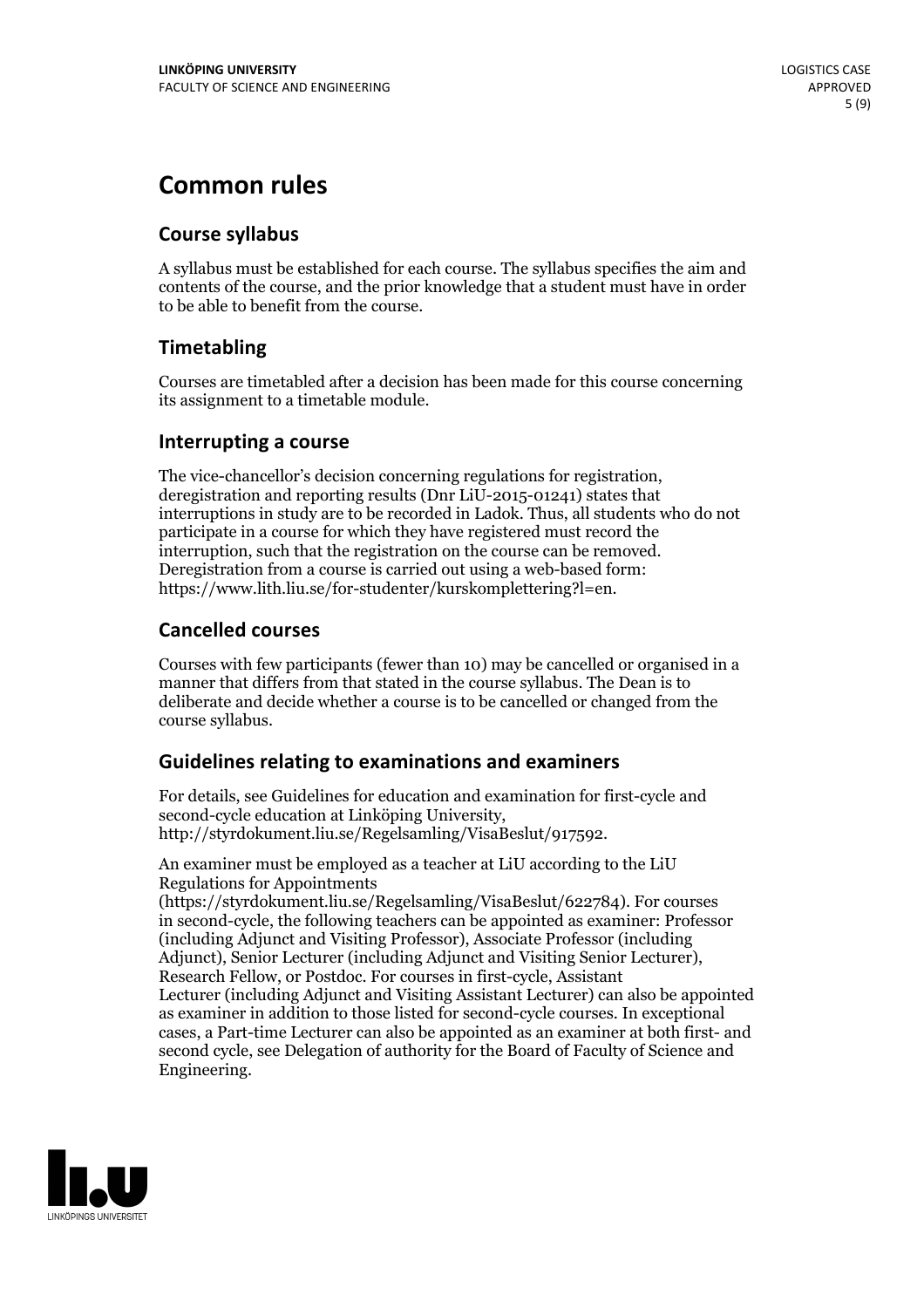# Common rules

## Course syllabus

A syllabus must be established for each course. The syllabus specifies the aim and contents of the course, and the prior knowledge that a student must have in order to be able to benefit from the course.

## Timetabling

Courses are timetabled after a decision has been made for this course concerning its assignment to a timetable module.

## Interrupting a course

The vice-chancellor's decision concerning regulations for registration, deregistration and reporting results (Dnr LiU-2015-01241) states that interruptions in study are to be recorded in Ladok. Thus, all students who do not participate in a course for which they have registered must record the interruption, such that the registration on the course can be removed. Deregistration from a course is carried out using a web-based form: https://www.lith.liu.se/for-studenter/kurskomplettering?l=en.

## Cancelled courses

Courses with few participants (fewer than 10) may be cancelled or organised in a manner that differs from that stated in the course syllabus. The Dean is to deliberate and decide whether a course is to be cancelled or changed from the course syllabus.

## Guidelines relating to examinations and examiners

For details, see Guidelines for education and examination for first-cycle and second-cycle education at Linköping University, http://styrdokument.liu.se/Regelsamling/VisaBeslut/917592.

An examiner must be employed as a teacher at LiU according to the LiU Regulations for Appointments (https://styrdokument.liu.se/Regelsamling/VisaBeslut/622784). For courses in second-cycle, the following teachers can be appointed as examiner: Professor (including Adjunct and Visiting Professor), Associate Professor (including Adjunct), Senior Lecturer (including Adjunct and Visiting Senior Lecturer), Research Fellow, or Postdoc. For courses in first-cycle, Assistant Lecturer (including Adjunct and Visiting Assistant Lecturer) can also be appointed as examiner in addition to those listed for second-cycle courses. In exceptional cases, a Part-time Lecturer can also be appointed as an examiner at both first- and second cycle, see Delegation of authority for the Board of Faculty of Science and Engineering.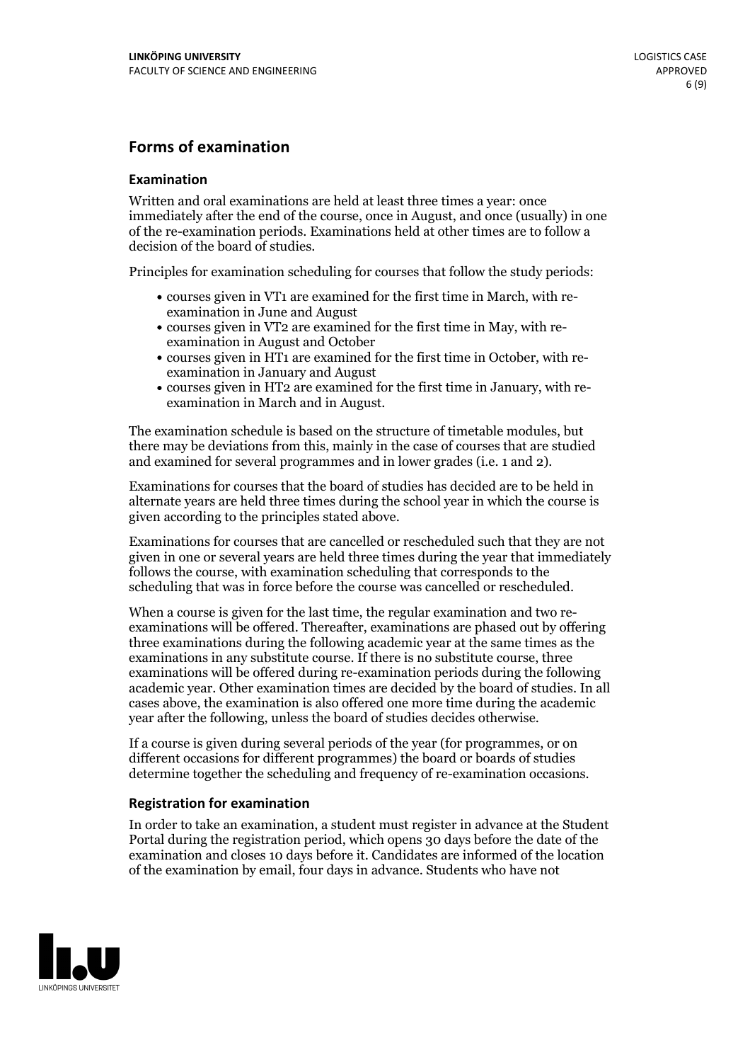## Forms of examination

### Examination

Written and oral examinations are held at least three times a year: once immediately after the end of the course, once in August, and once (usually) in one of the re-examination periods. Examinations held at other times are to follow a decision of the board of studies.

Principles for examination scheduling for courses that follow the study periods:

- courses given in VT1 are examined for the first time in March, with re-examination in June and August
- courses given in VT2 are examined for the first time in May, with re-examination in August and October
- courses given in HT1 are examined for the first time in October, with re-examination in January and August
- courses given in HT2 are examined for the first time in January, with re-examination in March and in August.

The examination schedule is based on the structure of timetable modules, but there may be deviations from this, mainly in the case of courses that are studied and examined for several programmes and in lower grades (i.e. 1 and 2).

Examinations for courses that the board of studies has decided are to be held in alternate years are held three times during the school year in which the course is given according to the principles stated above.

Examinations for courses that are cancelled or rescheduled such that they are not given in one or several years are held three times during the year that immediately follows the course, with examination scheduling that corresponds to the scheduling that was in force before the course was cancelled or rescheduled.

When a course is given for the last time, the regular examination and two re-examinations will be offered. Thereafter, examinations are phased out by offering three examinations during the following academic year at the same times as the examinations in any substitute course. If there is no substitute course, three examinations will be offered during re-examination periods during the following academic year. Other examination times are decided by the board of studies. In all cases above, the examination is also offered one more time during the academic year after the following, unless the board of studies decides otherwise.

If a course is given during several periods of the year (for programmes, or on different occasions for different programmes) the board or boards of studies determine together the scheduling and frequency of re-examination occasions.

### Registration for examination

In order to take an examination, a student must register in advance at the Student Portal during the registration period, which opens 30 days before the date of the examination and closes 10 days before it. Candidates are informed of the location of the examination by email, four days in advance. Students who have not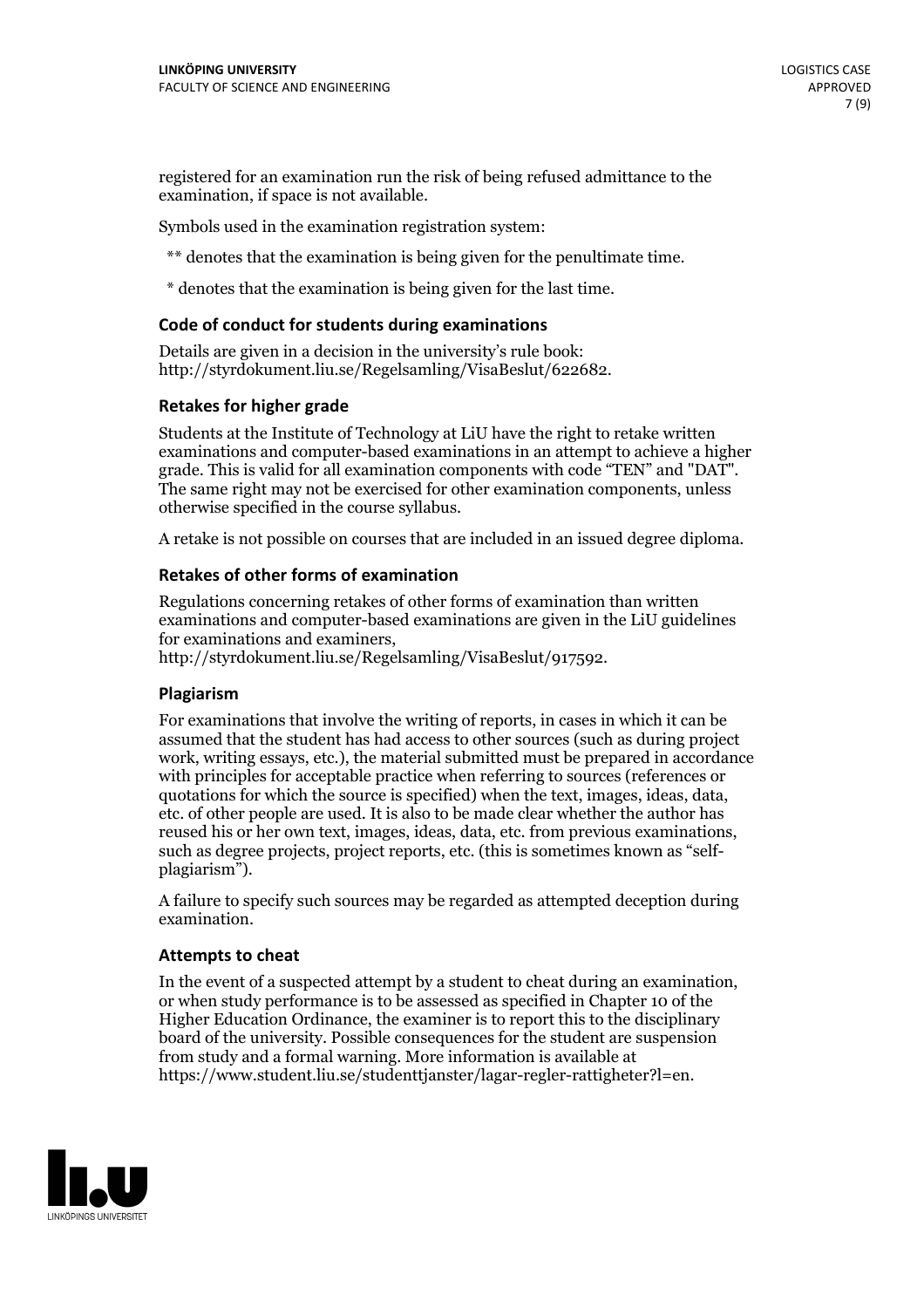registered for an examination run the risk of being refused admittance to the examination, if space is not available.

Symbols used in the examination registration system:

** denotes that the examination is being given for the penultimate time.

* denotes that the examination is being given for the last time.

### Code of conduct for students during examinations

Details are given in a decision in the university's rule book: http://styrdokument.liu.se/Regelsamling/VisaBeslut/622682.

### Retakes for higher grade

Students at the Institute of Technology at LiU have the right to retake written examinations and computer-based examinations in an attempt to achieve a higher grade. This is valid for all examination components with code "TEN" and "DAT". The same right may not be exercised for other examination components, unless otherwise specified in the course syllabus.

A retake is not possible on courses that are included in an issued degree diploma.

### Retakes of other forms of examination

Regulations concerning retakes of other forms of examination than written examinations and computer-based examinations are given in the LiU guidelines for examinations and examiners, http://styrdokument.liu.se/Regelsamling/VisaBeslut/917592.

### Plagiarism

For examinations that involve the writing of reports, in cases in which it can be assumed that the student has had access to other sources (such as during project work, writing essays, etc.), the material submitted must be prepared in accordance with principles for acceptable practice when referring to sources (references or quotations for which the source is specified) when the text, images, ideas, data, etc. of other people are used. It is also to be made clear whether the author has reused his or her own text, images, ideas, data, etc. from previous examinations, such as degree projects, project reports, etc. (this is sometimes known as "self-plagiarism").

A failure to specify such sources may be regarded as attempted deception during examination.

### Attempts to cheat

In the event of a suspected attempt by a student to cheat during an examination, or when study performance is to be assessed as specified in Chapter 10 of the Higher Education Ordinance, the examiner is to report this to the disciplinary board of the university. Possible consequences for the student are suspension from study and a formal warning. More information is available at https://www.student.liu.se/studenttjanster/lagar-regler-rattigheter?l=en.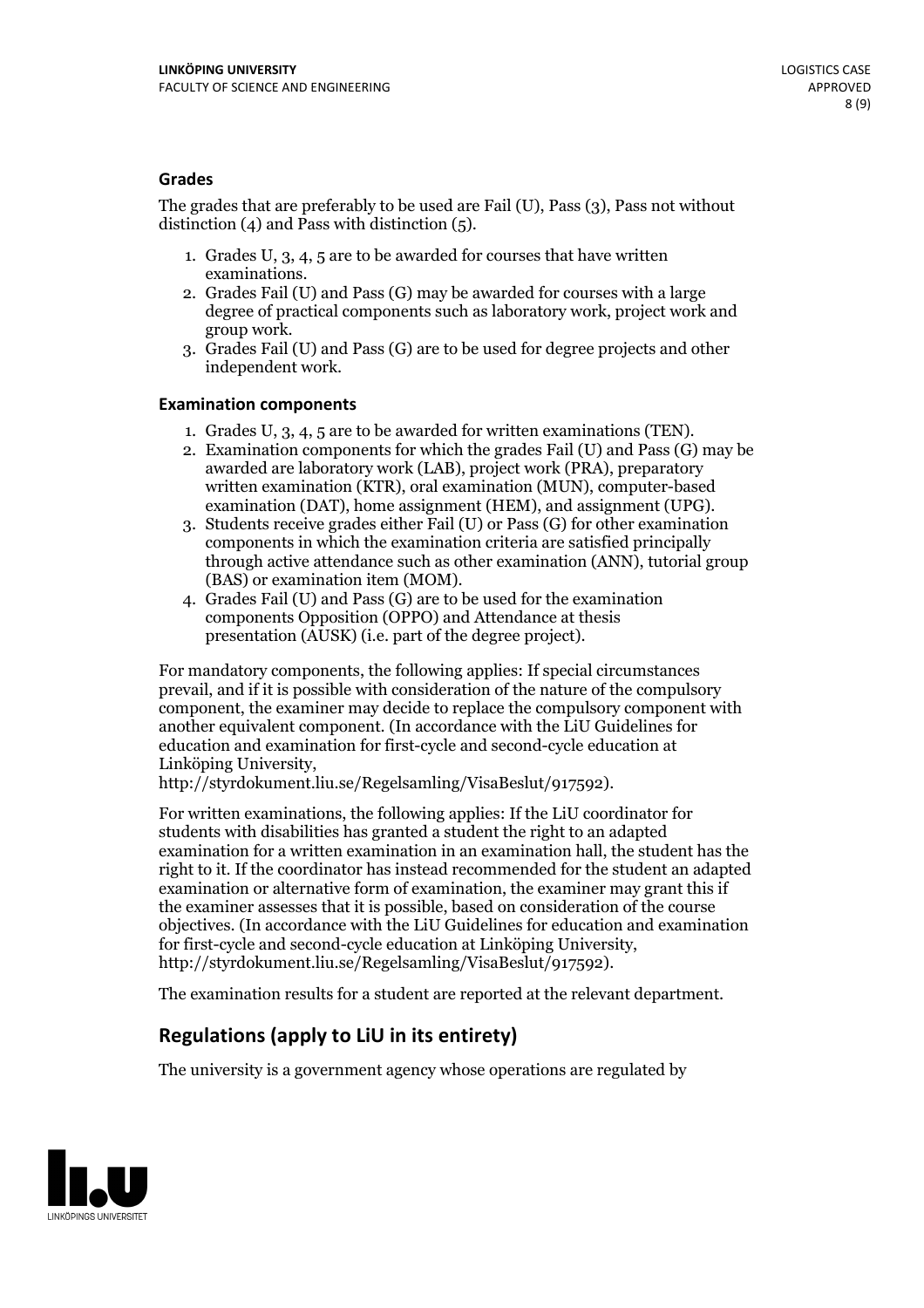### Grades

The grades that are preferably to be used are Fail (U), Pass (3), Pass not without distinction (4) and Pass with distinction (5).

1. Grades U, 3, 4, 5 are to be awarded for courses that have written examinations.
2. Grades Fail (U) and Pass (G) may be awarded for courses with a large degree of practical components such as laboratory work, project work and group work.
3. Grades Fail (U) and Pass (G) are to be used for degree projects and other independent work.

### Examination components

1. Grades U, 3, 4, 5 are to be awarded for written examinations (TEN).
2. Examination components for which the grades Fail (U) and Pass (G) may be awarded are laboratory work (LAB), project work (PRA), preparatory written examination (KTR), oral examination (MUN), computer-based examination (DAT), home assignment (HEM), and assignment (UPG).
3. Students receive grades either Fail (U) or Pass (G) for other examination components in which the examination criteria are satisfied principally through active attendance such as other examination (ANN), tutorial group (BAS) or examination item (MOM).
4. Grades Fail (U) and Pass (G) are to be used for the examination components Opposition (OPPO) and Attendance at thesis presentation (AUSK) (i.e. part of the degree project).

For mandatory components, the following applies: If special circumstances prevail, and if it is possible with consideration of the nature of the compulsory component, the examiner may decide to replace the compulsory component with another equivalent component. (In accordance with the LiU Guidelines for education and examination for first-cycle and second-cycle education at Linköping University, http://styrdokument.liu.se/Regelsamling/VisaBeslut/917592).

For written examinations, the following applies: If the LiU coordinator for students with disabilities has granted a student the right to an adapted examination for a written examination in an examination hall, the student has the right to it. If the coordinator has instead recommended for the student an adapted examination or alternative form of examination, the examiner may grant this if the examiner assesses that it is possible, based on consideration of the course objectives. (In accordance with the LiU Guidelines for education and examination for first-cycle and second-cycle education at Linköping University, http://styrdokument.liu.se/Regelsamling/VisaBeslut/917592).

The examination results for a student are reported at the relevant department.

## Regulations (apply to LiU in its entirety)

The university is a government agency whose operations are regulated by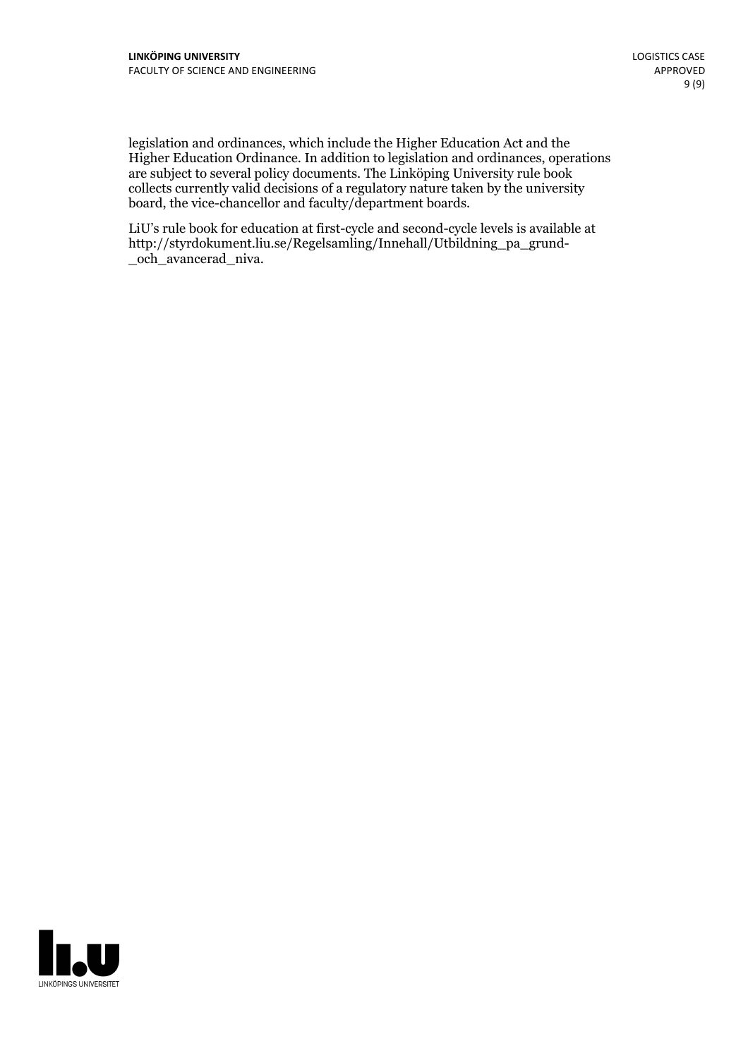legislation and ordinances, which include the Higher Education Act and the Higher Education Ordinance. In addition to legislation and ordinances, operations are subject to several policy documents. The Linköping University rule book collects currently valid decisions of a regulatory nature taken by the university board, the vice-chancellor and faculty/department boards.

LiU's rule book for education at first-cycle and second-cycle levels is available at http://styrdokument.liu.se/Regelsamling/Innehall/Utbildning_pa_grund-_och_avancerad_niva.